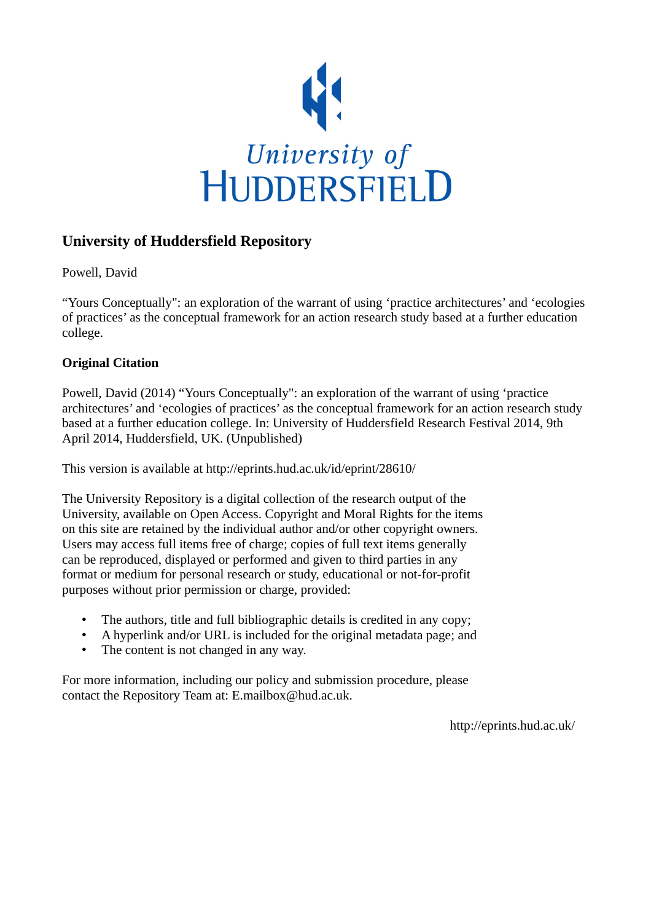University of
HUDDERSFIELD

## University of Huddersfield Repository

Powell, David

“Yours Conceptually": an exploration of the warrant of using ‘practice architectures’ and ‘ecologies of practices’ as the conceptual framework for an action research study based at a further education college.

### Original Citation

Powell, David (2014) “Yours Conceptually": an exploration of the warrant of using ‘practice architectures’ and ‘ecologies of practices’ as the conceptual framework for an action research study based at a further education college. In: University of Huddersfield Research Festival 2014, 9th April 2014, Huddersfield, UK. (Unpublished)

This version is available at http://eprints.hud.ac.uk/id/eprint/28610/

The University Repository is a digital collection of the research output of the University, available on Open Access. Copyright and Moral Rights for the items on this site are retained by the individual author and/or other copyright owners. Users may access full items free of charge; copies of full text items generally can be reproduced, displayed or performed and given to third parties in any format or medium for personal research or study, educational or not-for-profit purposes without prior permission or charge, provided:

- The authors, title and full bibliographic details is credited in any copy;
- A hyperlink and/or URL is included for the original metadata page; and
- The content is not changed in any way.

For more information, including our policy and submission procedure, please contact the Repository Team at: E.mailbox@hud.ac.uk.

http://eprints.hud.ac.uk/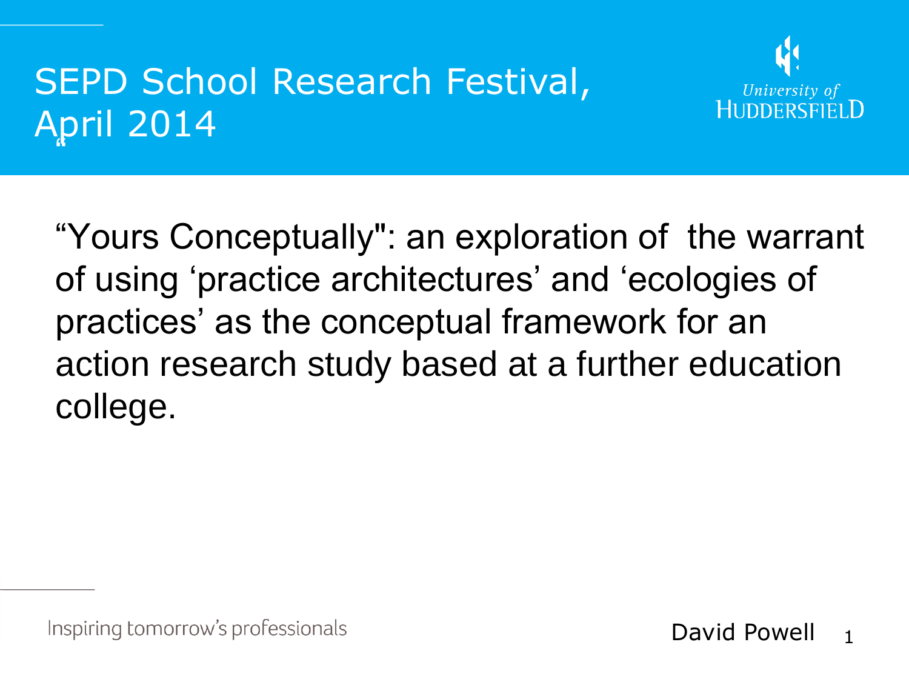# SEPD School Research Festival, April 2014

"Yours Conceptually": an exploration of the warrant of using 'practice architectures' and 'ecologies of practices' as the conceptual framework for an action research study based at a further education college.

David Powell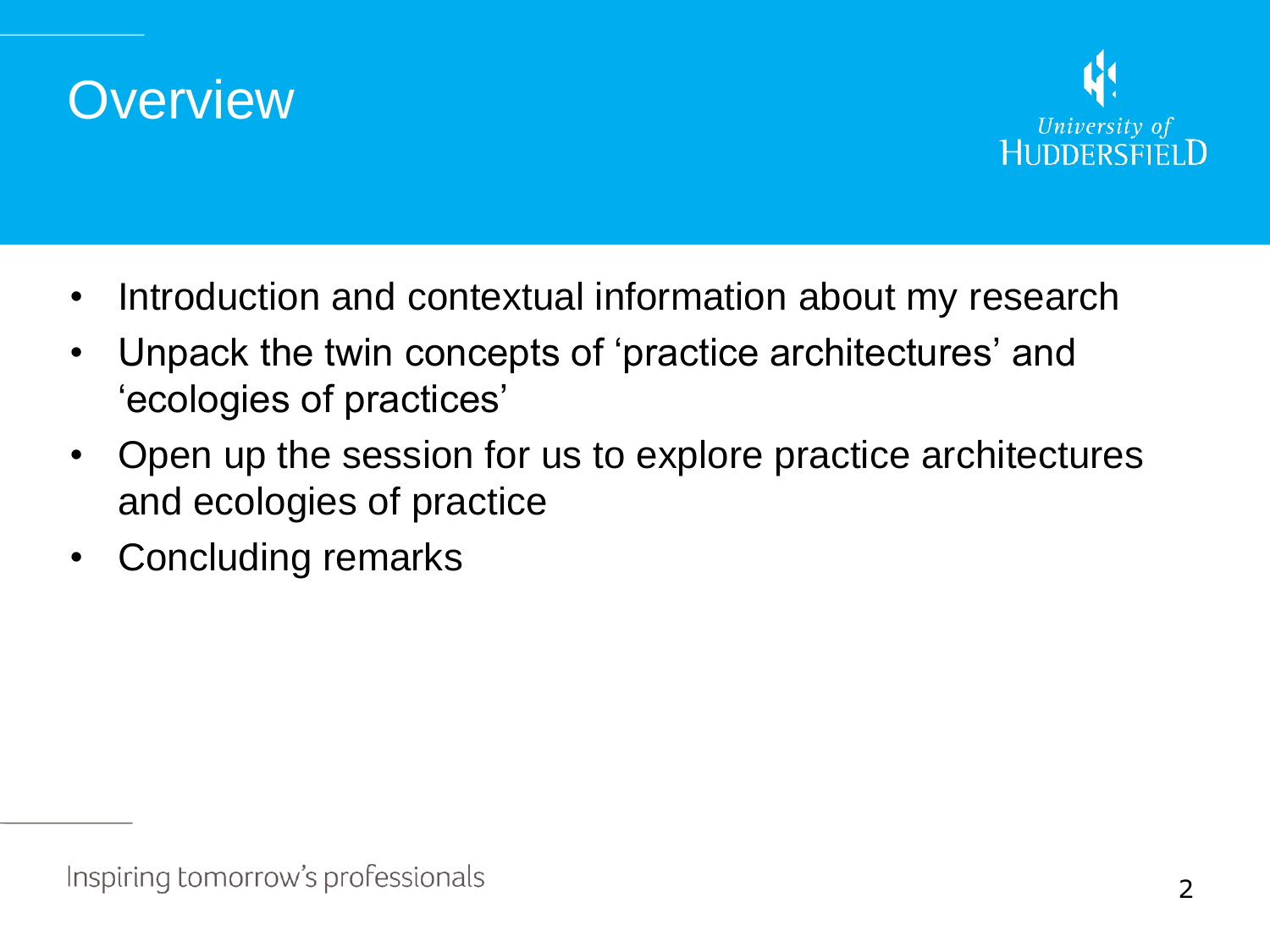# Overview

- Introduction and contextual information about my research
- Unpack the twin concepts of 'practice architectures' and 'ecologies of practices'
- Open up the session for us to explore practice architectures and ecologies of practice
- Concluding remarks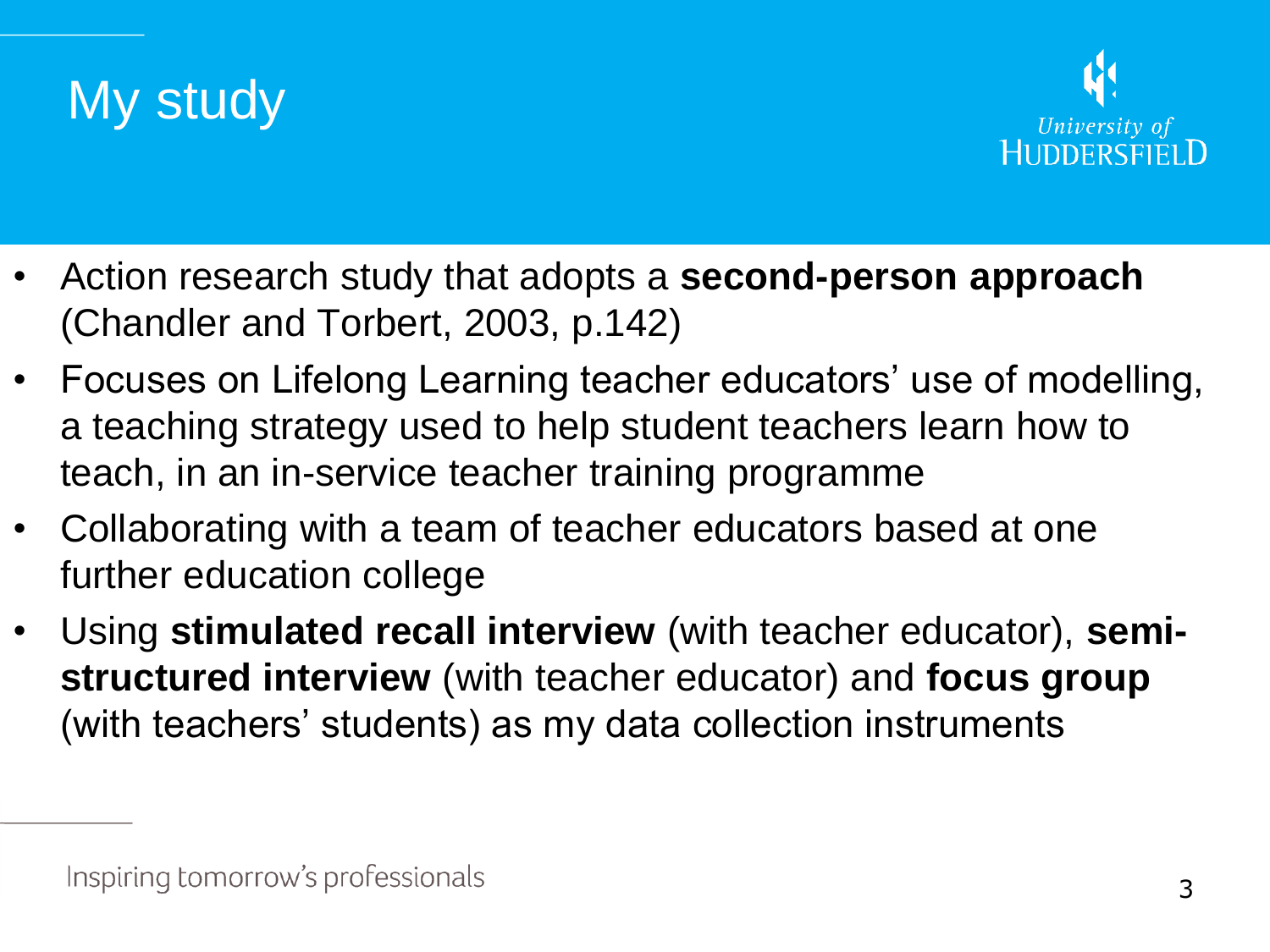# My study

- Action research study that adopts a **second-person approach** (Chandler and Torbert, 2003, p.142)
- Focuses on Lifelong Learning teacher educators' use of modelling, a teaching strategy used to help student teachers learn how to teach, in an in-service teacher training programme
- Collaborating with a team of teacher educators based at one further education college
- Using **stimulated recall interview** (with teacher educator), **semi-structured interview** (with teacher educator) and **focus group** (with teachers' students) as my data collection instruments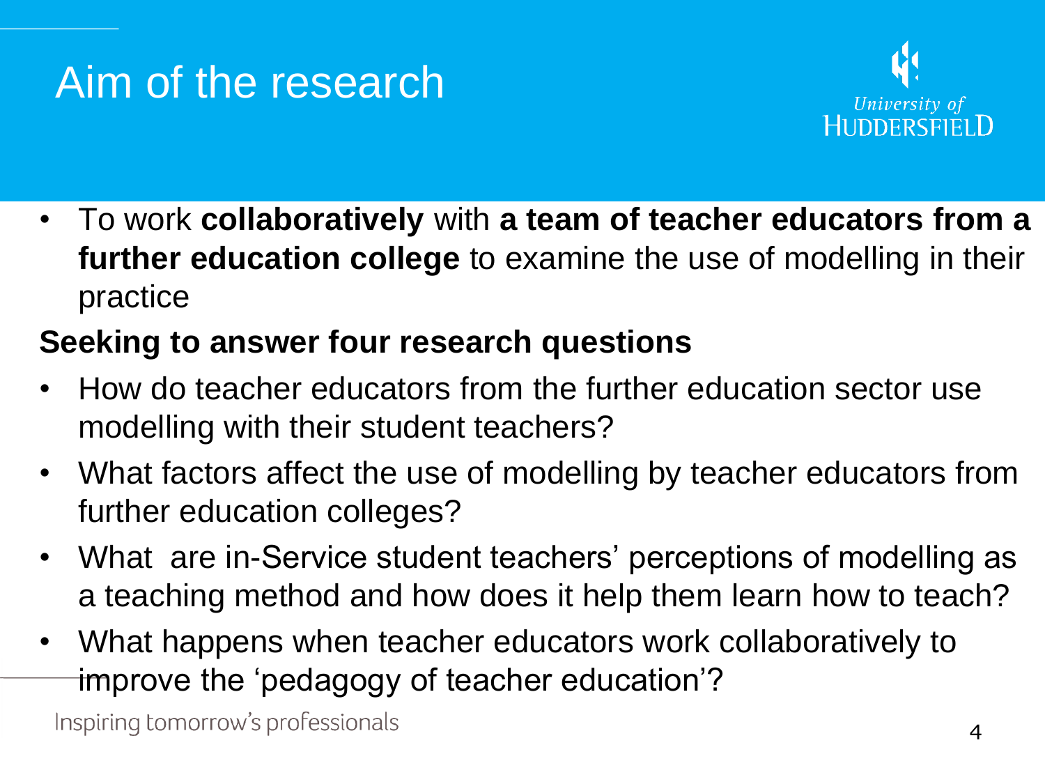# Aim of the research

- To work **collaboratively** with **a team of teacher educators from a further education college** to examine the use of modelling in their practice

**Seeking to answer four research questions**

- How do teacher educators from the further education sector use modelling with their student teachers?
- What factors affect the use of modelling by teacher educators from further education colleges?
- What are in-Service student teachers' perceptions of modelling as a teaching method and how does it help them learn how to teach?
- What happens when teacher educators work collaboratively to improve the 'pedagogy of teacher education'?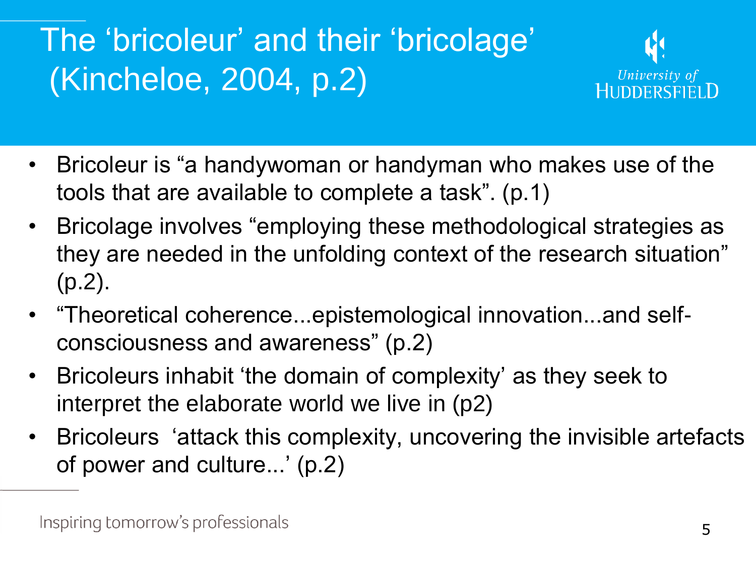# The 'bricoleur' and their 'bricolage' (Kincheloe, 2004, p.2)

- Bricoleur is "a handywoman or handyman who makes use of the tools that are available to complete a task". (p.1)
- Bricolage involves "employing these methodological strategies as they are needed in the unfolding context of the research situation" (p.2).
- "Theoretical coherence...epistemological innovation...and self-consciousness and awareness" (p.2)
- Bricoleurs inhabit 'the domain of complexity' as they seek to interpret the elaborate world we live in (p2)
- Bricoleurs 'attack this complexity, uncovering the invisible artefacts of power and culture...' (p.2)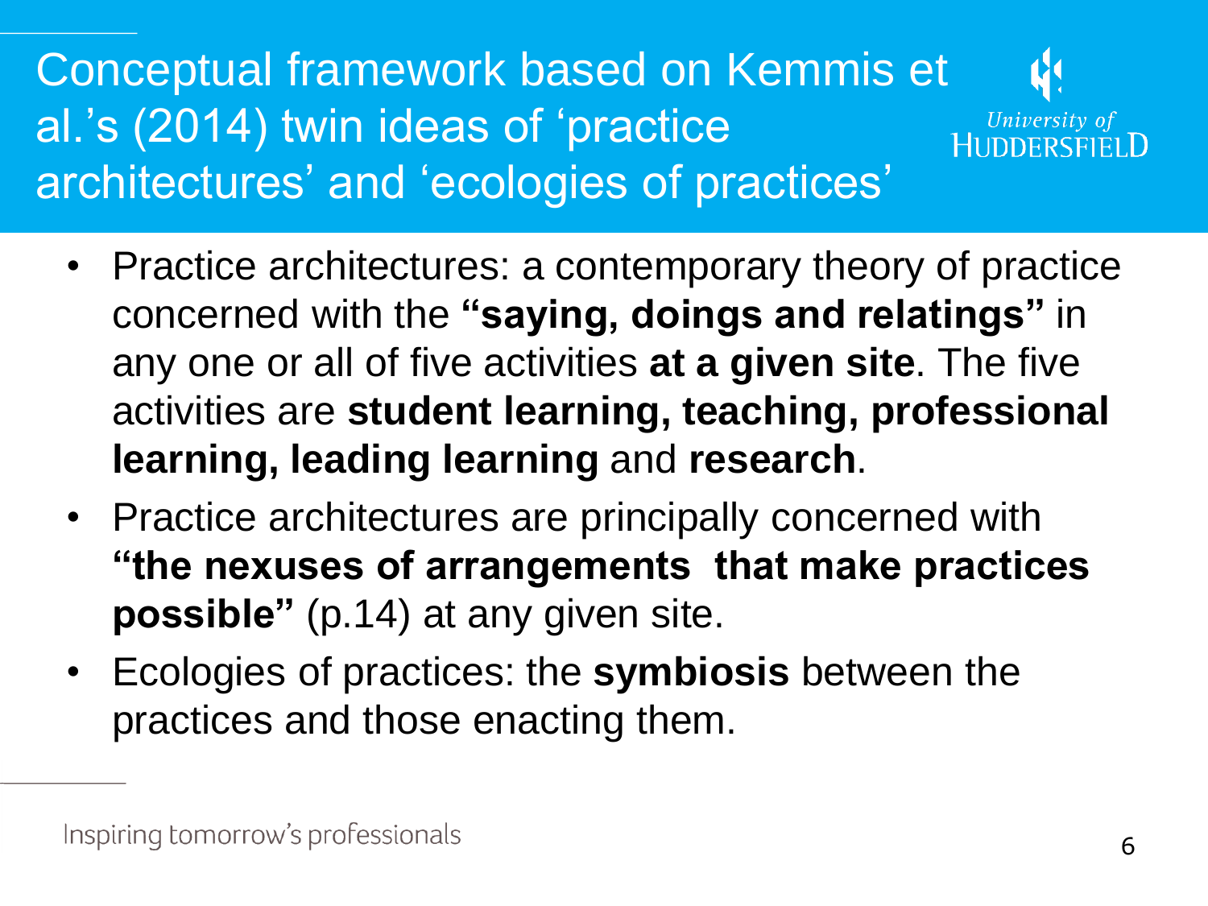# Conceptual framework based on Kemmis et al.'s (2014) twin ideas of 'practice architectures' and 'ecologies of practices'

- Practice architectures: a contemporary theory of practice concerned with the **"saying, doings and relatings"** in any one or all of five activities **at a given site**. The five activities are **student learning, teaching, professional learning, leading learning** and **research**.
- Practice architectures are principally concerned with **"the nexuses of arrangements that make practices possible"** (p.14) at any given site.
- Ecologies of practices: the **symbiosis** between the practices and those enacting them.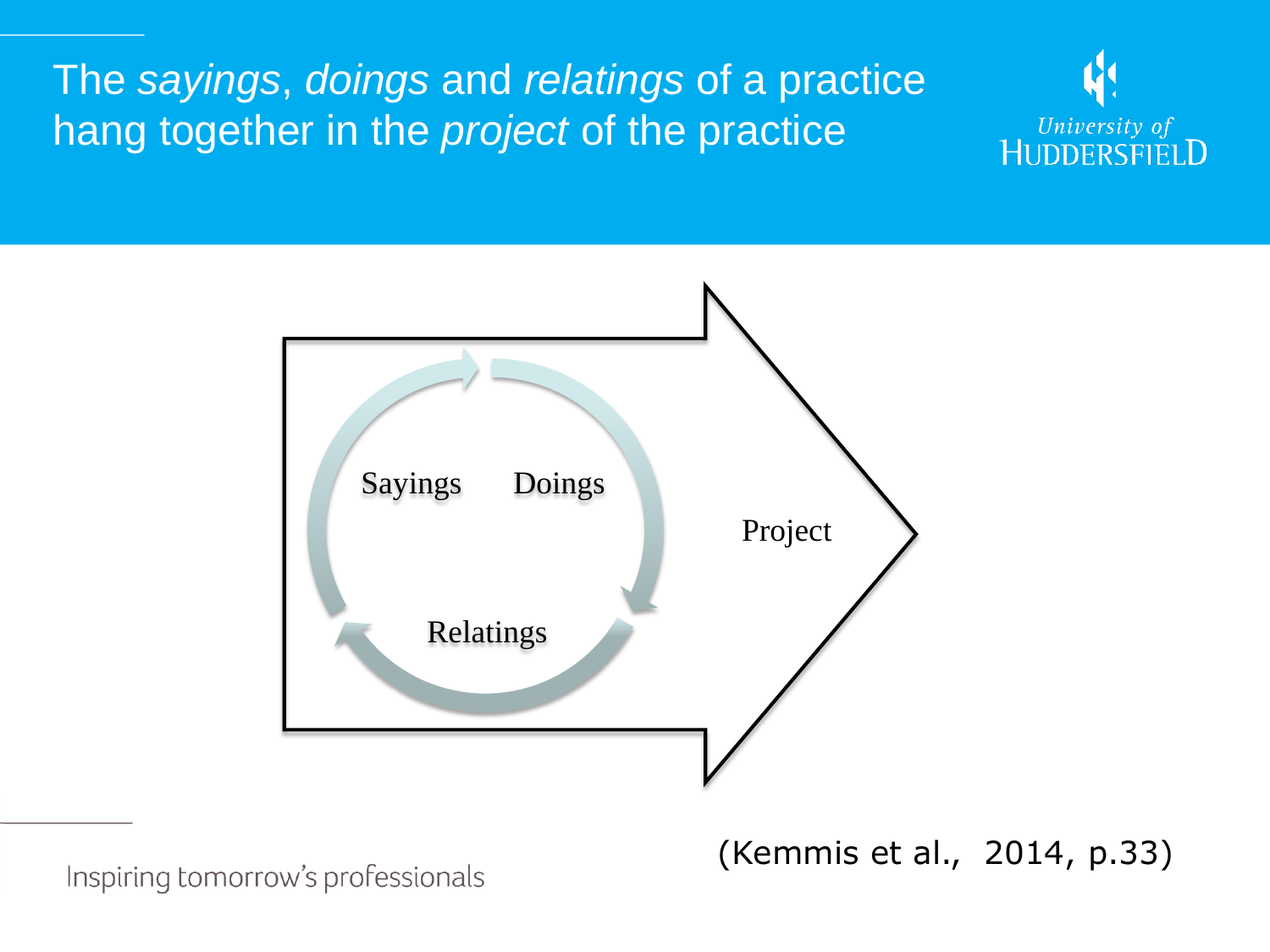# The *sayings*, *doings* and *relatings* of a practice hang together in the *project* of the practice

Sayings

Doings

Relatings

Project

(Kemmis et al., 2014, p.33)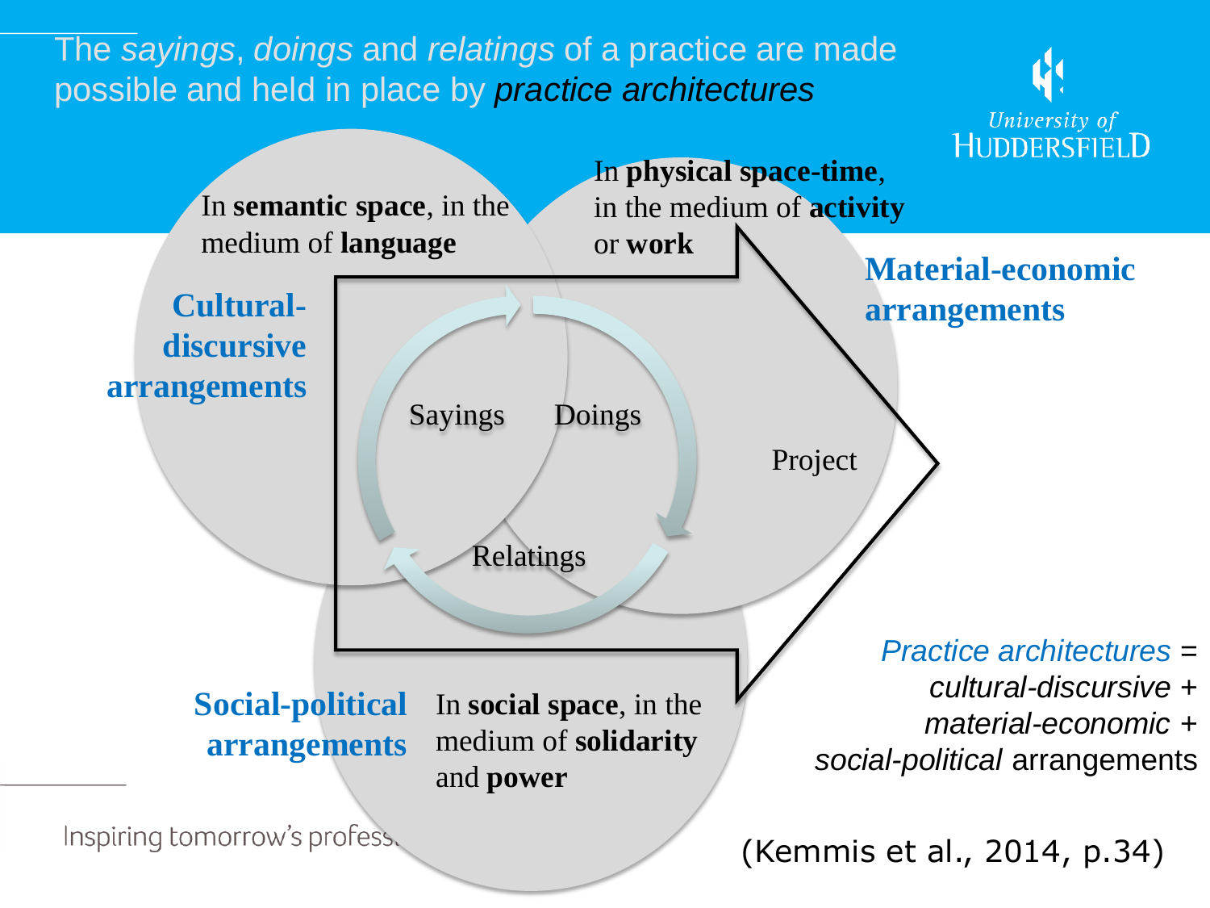# The *sayings*, *doings* and *relatings* of a practice are made possible and held in place by *practice architectures*

In **semantic space**, in the medium of **language**

**Cultural-discursive arrangements**

In **physical space-time**, in the medium of **activity** or **work**

**Material-economic arrangements**

Sayings

Doings

Relatings

Project

**Social-political arrangements**

In **social space**, in the medium of **solidarity** and **power**

*Practice architectures* = *cultural-discursive* + *material-economic* + *social-political* arrangements

(Kemmis et al., 2014, p.34)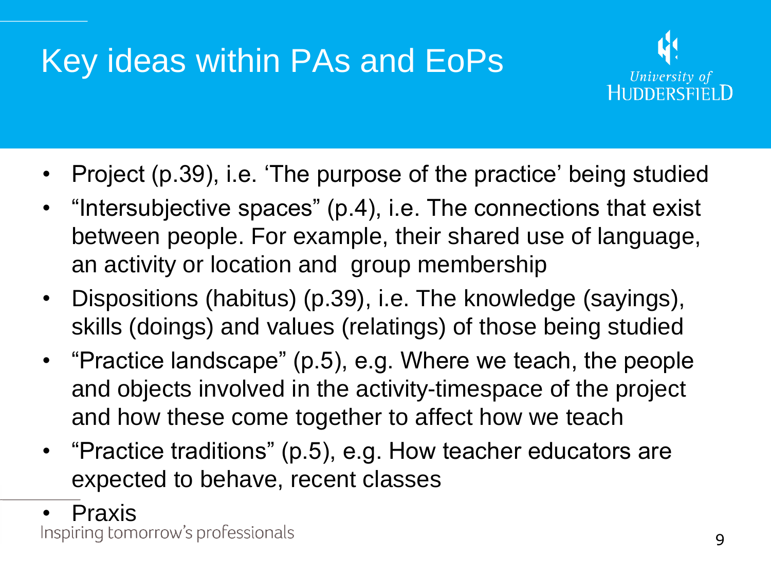# Key ideas within PAs and EoPs

- Project (p.39), i.e. 'The purpose of the practice' being studied
- "Intersubjective spaces" (p.4), i.e. The connections that exist between people. For example, their shared use of language, an activity or location and group membership
- Dispositions (habitus) (p.39), i.e. The knowledge (sayings), skills (doings) and values (relatings) of those being studied
- "Practice landscape" (p.5), e.g. Where we teach, the people and objects involved in the activity-timespace of the project and how these come together to affect how we teach
- "Practice traditions" (p.5), e.g. How teacher educators are expected to behave, recent classes
- Praxis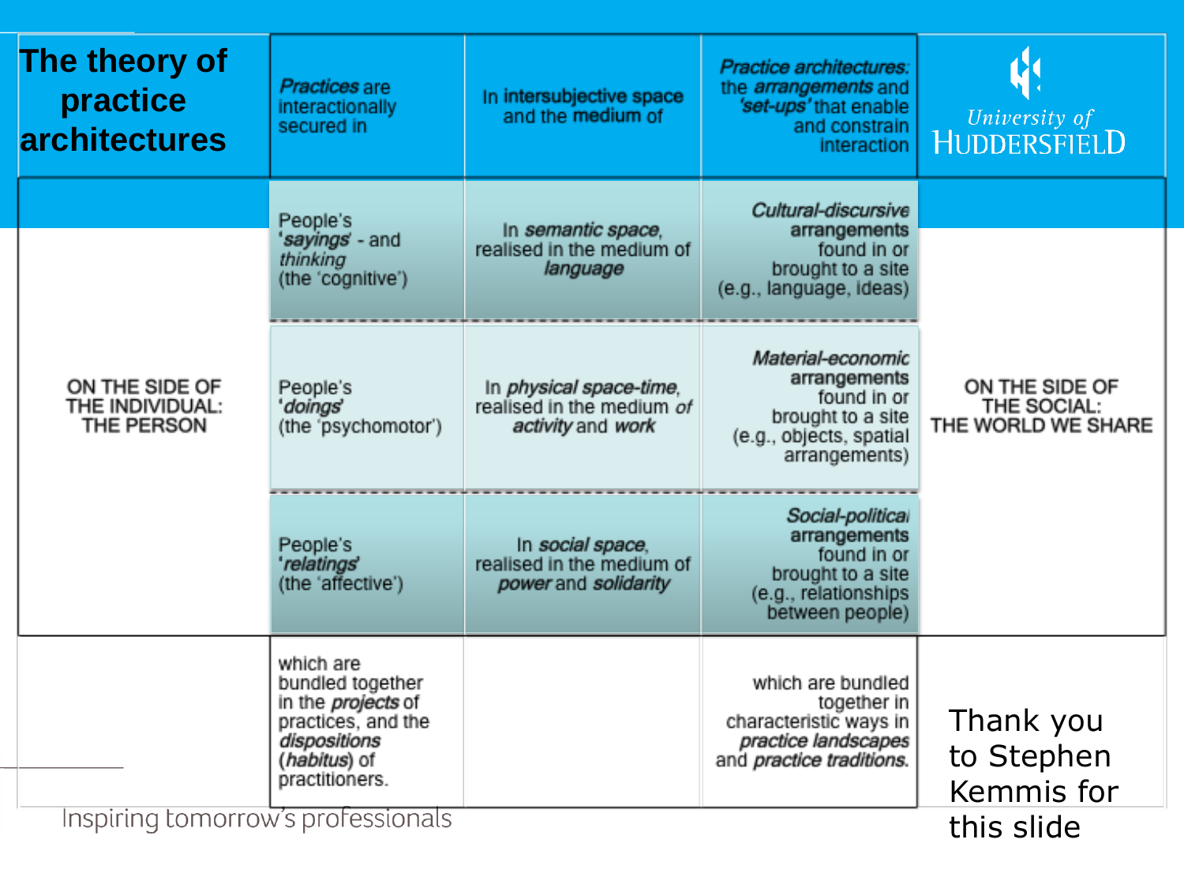# The theory of practice architectures

| | *Practices* are interactionally secured in | In **intersubjective space** and the **medium** of | *Practice architectures*: the *arrangements* and *'set-ups'* that enable and constrain interaction | |
|---|---|---|---|---|
| ON THE SIDE OF THE INDIVIDUAL: THE PERSON | People's '*sayings*' - and *thinking* (the 'cognitive') | In *semantic space*, realised in the medium of *language* | *Cultural-discursive* arrangements found in or brought to a site (e.g., language, ideas) | ON THE SIDE OF THE SOCIAL: THE WORLD WE SHARE |
| | People's '*doings*' (the 'psychomotor') | In *physical space-time*, realised in the medium *of activity* and *work* | *Material-economic* arrangements found in or brought to a site (e.g., objects, spatial arrangements) | |
| | People's '*relatings*' (the 'affective') | In *social space*, realised in the medium of *power* and *solidarity* | *Social-political* arrangements found in or brought to a site (e.g., relationships between people) | |
| | which are bundled together in the *projects* of practices, and the *dispositions* (*habitus*) of practitioners. | | which are bundled together in characteristic ways in *practice landscapes* and *practice traditions*. | |

Thank you to Stephen Kemmis for this slide

University of Huddersfield

Inspiring tomorrow's professionals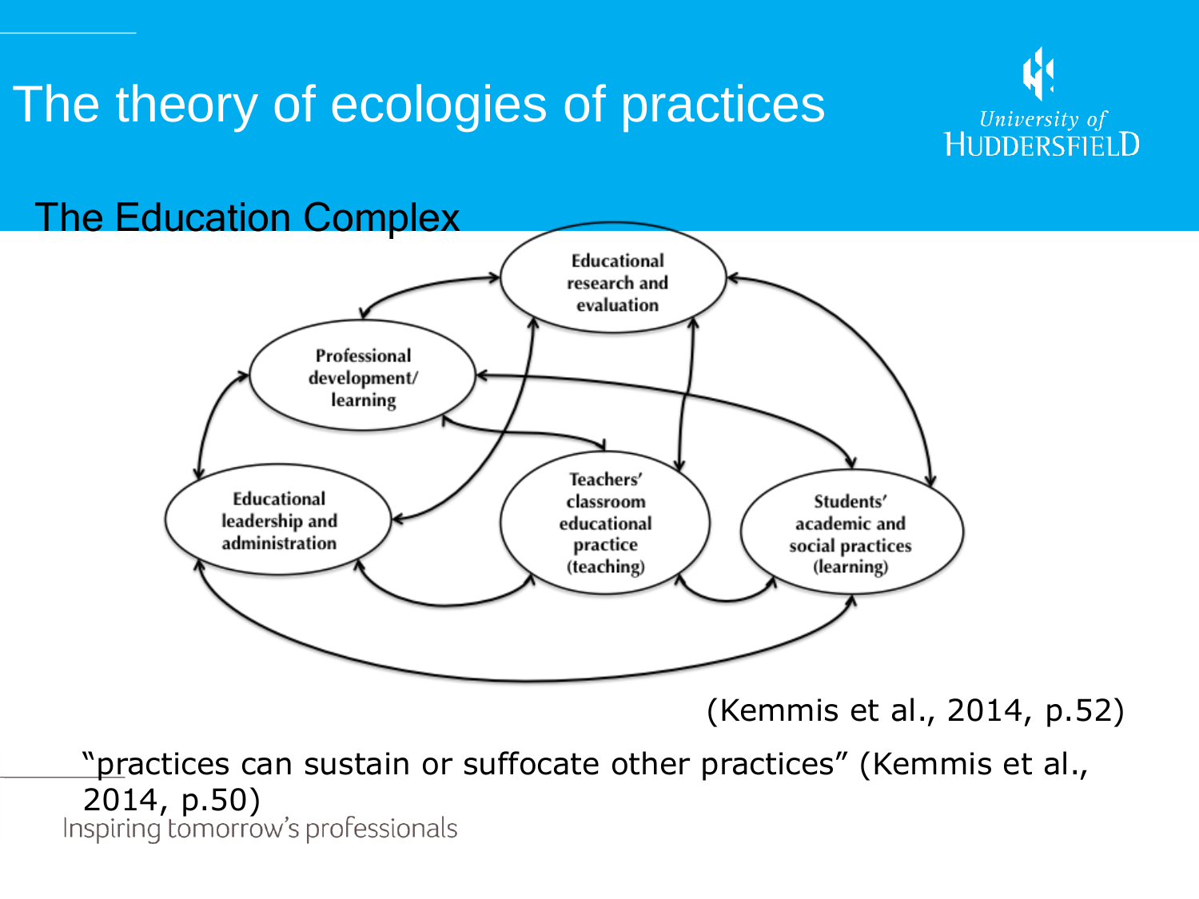# The theory of ecologies of practices

## The Education Complex

Educational research and evaluation

Professional development/ learning

Educational leadership and administration

Teachers' classroom educational practice (teaching)

Students' academic and social practices (learning)

(Kemmis et al., 2014, p.52)

"practices can sustain or suffocate other practices" (Kemmis et al., 2014, p.50)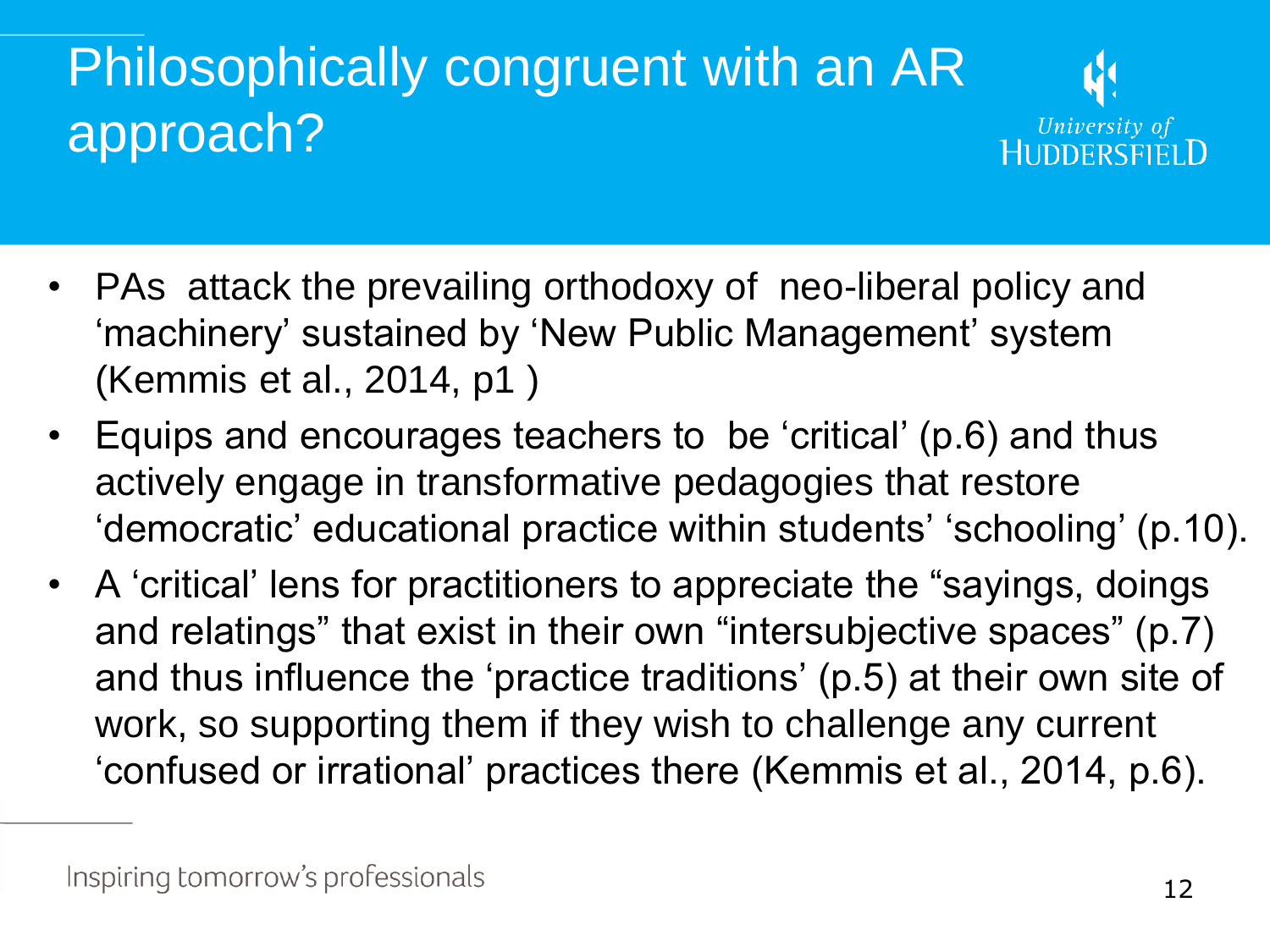# Philosophically congruent with an AR approach?

- PAs attack the prevailing orthodoxy of neo-liberal policy and 'machinery' sustained by 'New Public Management' system (Kemmis et al., 2014, p1 )
- Equips and encourages teachers to be 'critical' (p.6) and thus actively engage in transformative pedagogies that restore 'democratic' educational practice within students' 'schooling' (p.10).
- A 'critical' lens for practitioners to appreciate the "sayings, doings and relatings" that exist in their own "intersubjective spaces" (p.7) and thus influence the 'practice traditions' (p.5) at their own site of work, so supporting them if they wish to challenge any current 'confused or irrational' practices there (Kemmis et al., 2014, p.6).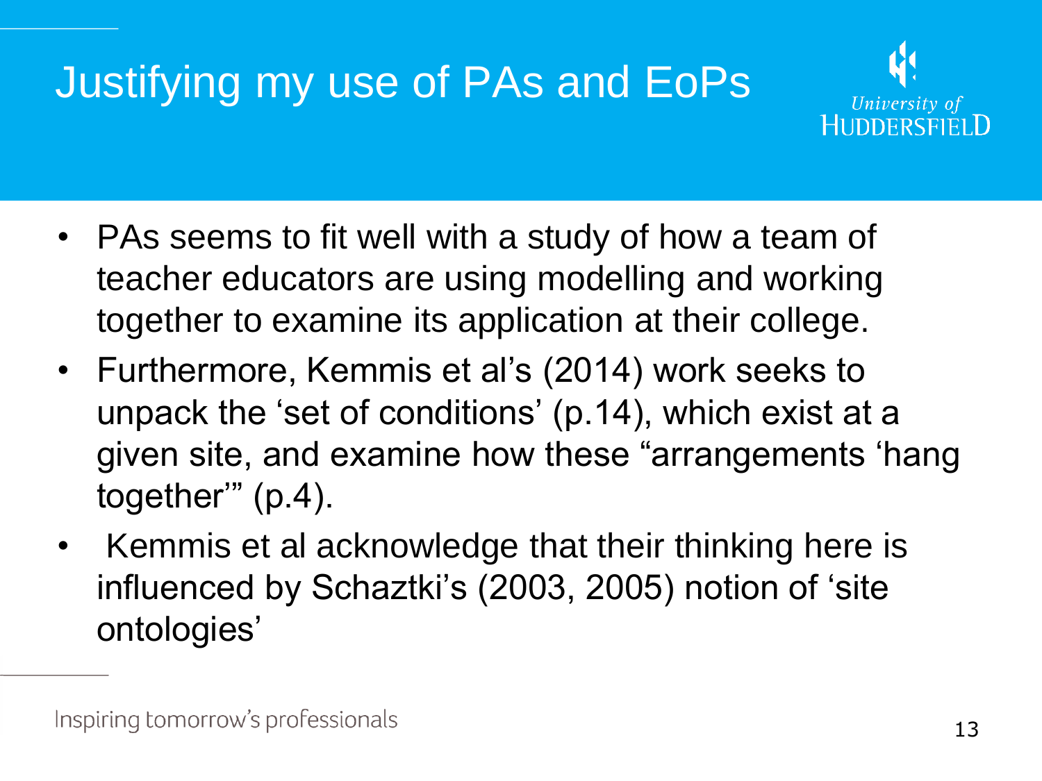# Justifying my use of PAs and EoPs

- PAs seems to fit well with a study of how a team of teacher educators are using modelling and working together to examine its application at their college.
- Furthermore, Kemmis et al's (2014) work seeks to unpack the 'set of conditions' (p.14), which exist at a given site, and examine how these "arrangements 'hang together'" (p.4).
- Kemmis et al acknowledge that their thinking here is influenced by Schaztki's (2003, 2005) notion of 'site ontologies'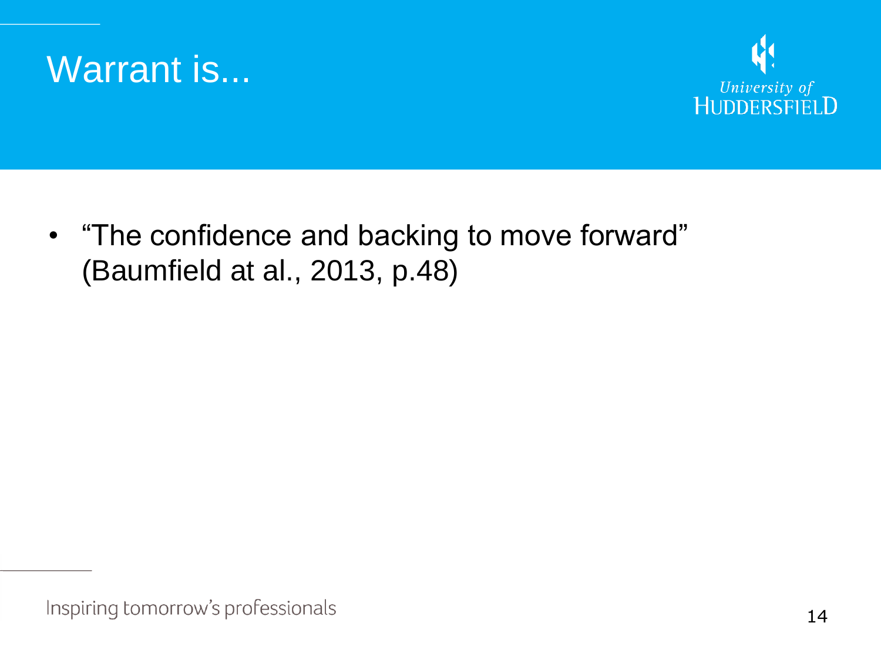# Warrant is...

- “The confidence and backing to move forward” (Baumfield at al., 2013, p.48)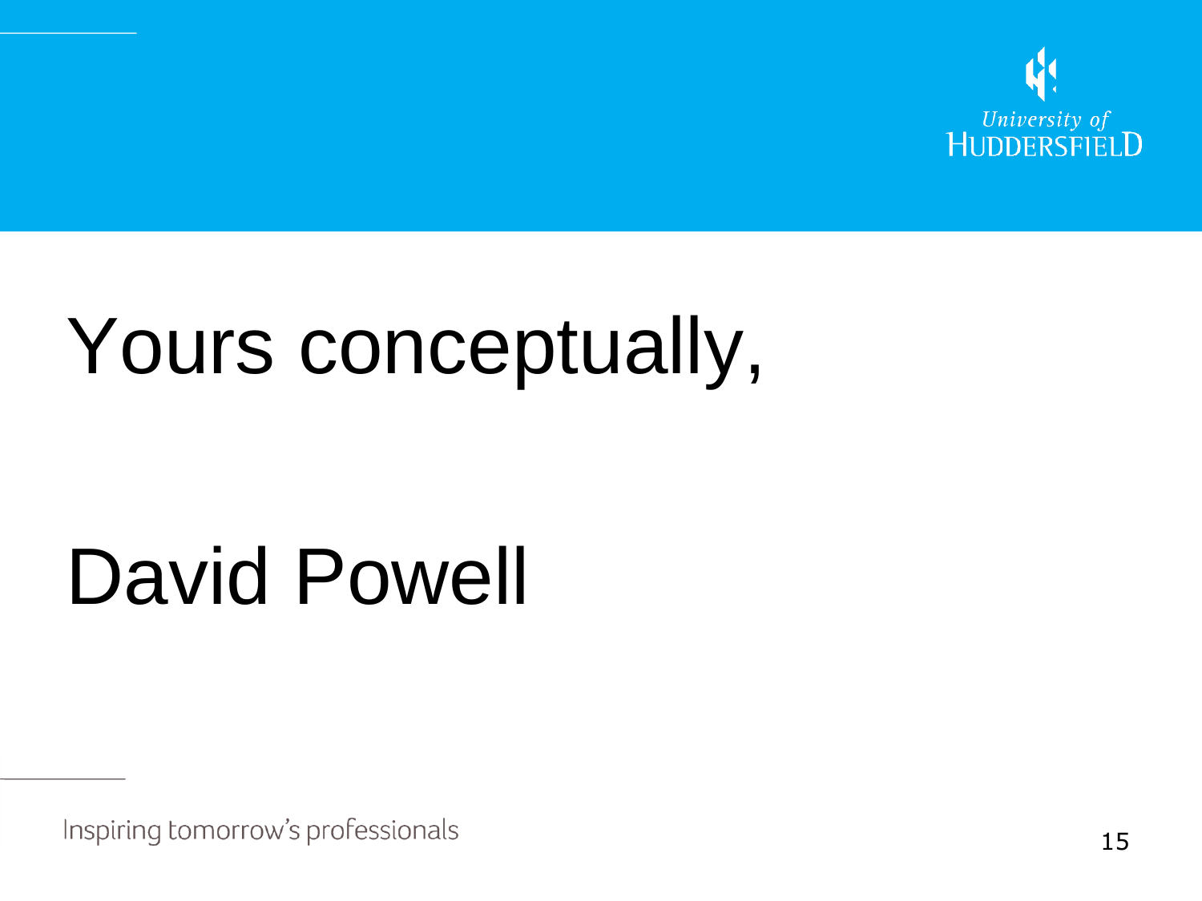Yours conceptually,

David Powell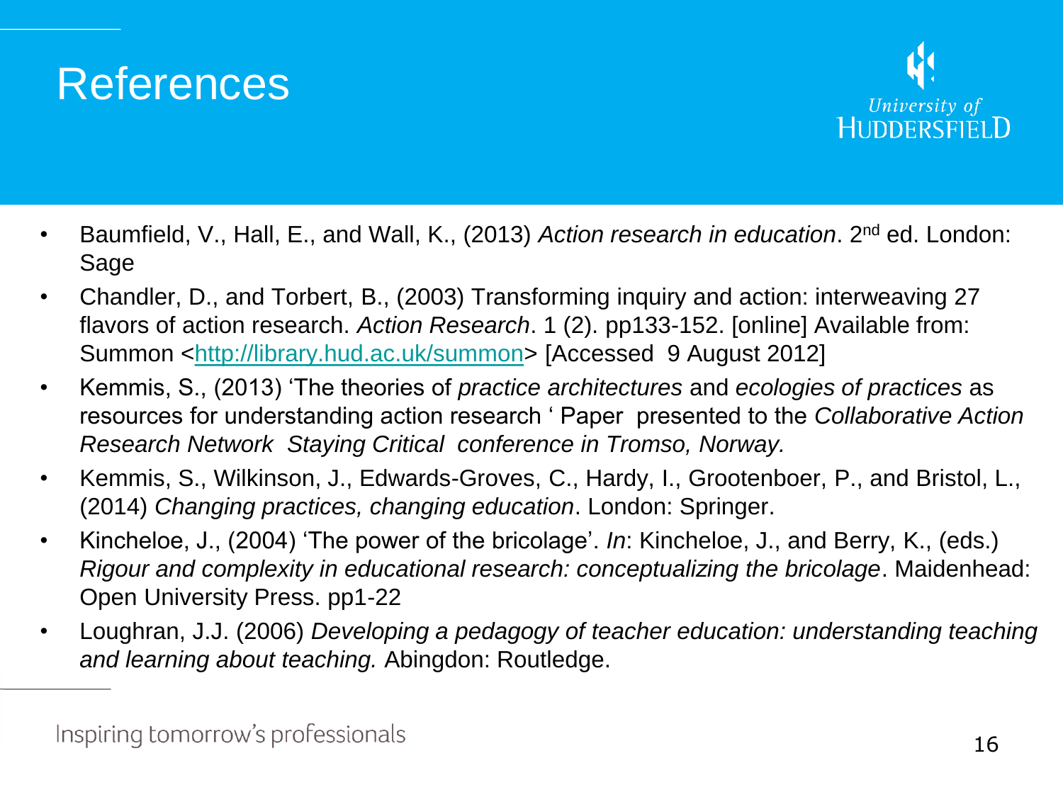# References

- Baumfield, V., Hall, E., and Wall, K., (2013) *Action research in education*. 2nd ed. London: Sage
- Chandler, D., and Torbert, B., (2003) Transforming inquiry and action: interweaving 27 flavors of action research. *Action Research*. 1 (2). pp133-152. [online] Available from: Summon <http://library.hud.ac.uk/summon> [Accessed 9 August 2012]
- Kemmis, S., (2013) 'The theories of *practice architectures* and *ecologies of practices* as resources for understanding action research ' Paper presented to the *Collaborative Action Research Network Staying Critical conference in Tromso, Norway.*
- Kemmis, S., Wilkinson, J., Edwards-Groves, C., Hardy, I., Grootenboer, P., and Bristol, L., (2014) *Changing practices, changing education*. London: Springer.
- Kincheloe, J., (2004) 'The power of the bricolage'. *In*: Kincheloe, J., and Berry, K., (eds.) *Rigour and complexity in educational research: conceptualizing the bricolage*. Maidenhead: Open University Press. pp1-22
- Loughran, J.J. (2006) *Developing a pedagogy of teacher education: understanding teaching and learning about teaching.* Abingdon: Routledge.